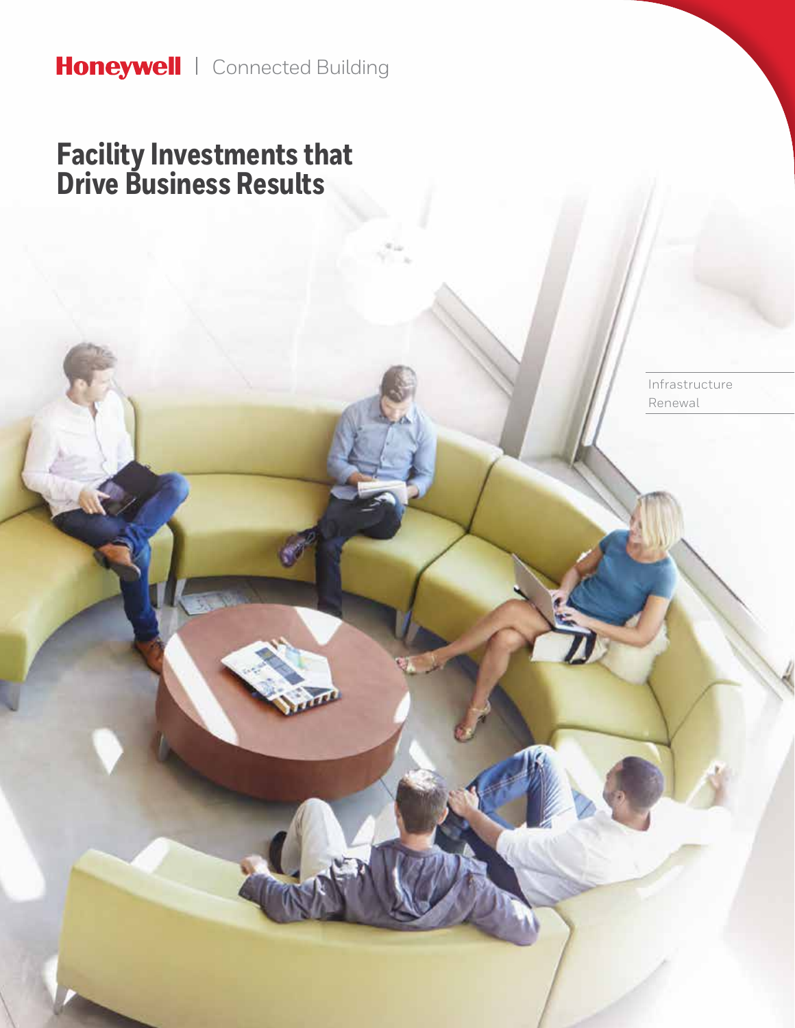**Honeywell** | Connected Building

# Facility Investments that Drive Business Results

Infrastructure Renewal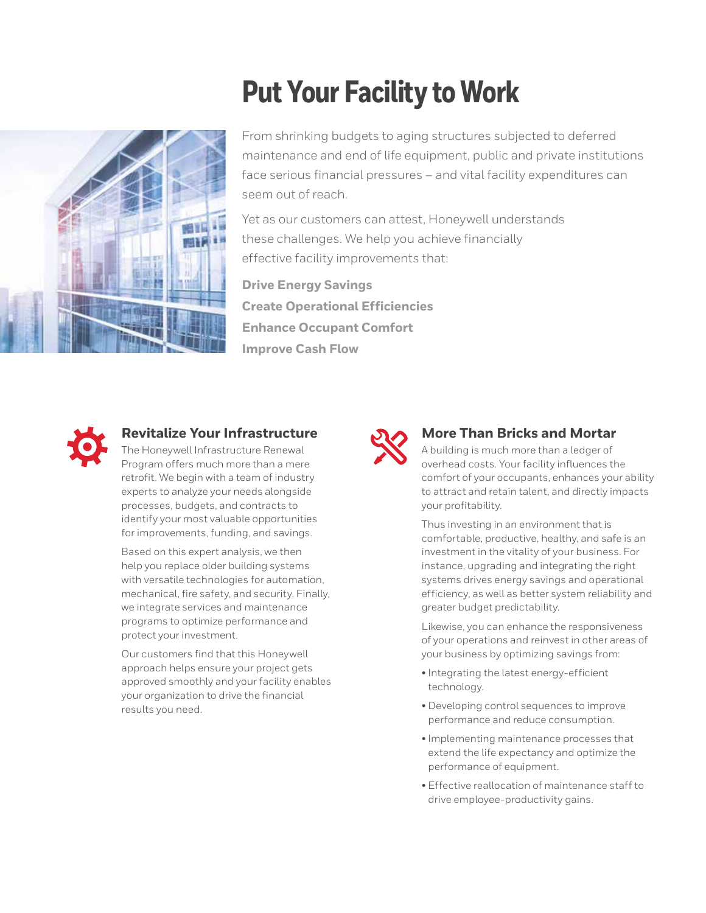# Put Your Facility to Work

From shrinking budgets to aging structures subjected to deferred maintenance and end of life equipment, public and private institutions face serious financial pressures – and vital facility expenditures can seem out of reach.

Yet as our customers can attest, Honeywell understands these challenges. We help you achieve financially effective facility improvements that:

**Drive Energy Savings**
**Create Operational Efficiencies**
**Enhance Occupant Comfort**
**Improve Cash Flow**

## Revitalize Your Infrastructure

The Honeywell Infrastructure Renewal Program offers much more than a mere retrofit. We begin with a team of industry experts to analyze your needs alongside processes, budgets, and contracts to identify your most valuable opportunities for improvements, funding, and savings.

Based on this expert analysis, we then help you replace older building systems with versatile technologies for automation, mechanical, fire safety, and security. Finally, we integrate services and maintenance programs to optimize performance and protect your investment.

Our customers find that this Honeywell approach helps ensure your project gets approved smoothly and your facility enables your organization to drive the financial results you need.

## More Than Bricks and Mortar

A building is much more than a ledger of overhead costs. Your facility influences the comfort of your occupants, enhances your ability to attract and retain talent, and directly impacts your profitability.

Thus investing in an environment that is comfortable, productive, healthy, and safe is an investment in the vitality of your business. For instance, upgrading and integrating the right systems drives energy savings and operational efficiency, as well as better system reliability and greater budget predictability.

Likewise, you can enhance the responsiveness of your operations and reinvest in other areas of your business by optimizing savings from:

- Integrating the latest energy-efficient technology.
- Developing control sequences to improve performance and reduce consumption.
- Implementing maintenance processes that extend the life expectancy and optimize the performance of equipment.
- Effective reallocation of maintenance staff to drive employee-productivity gains.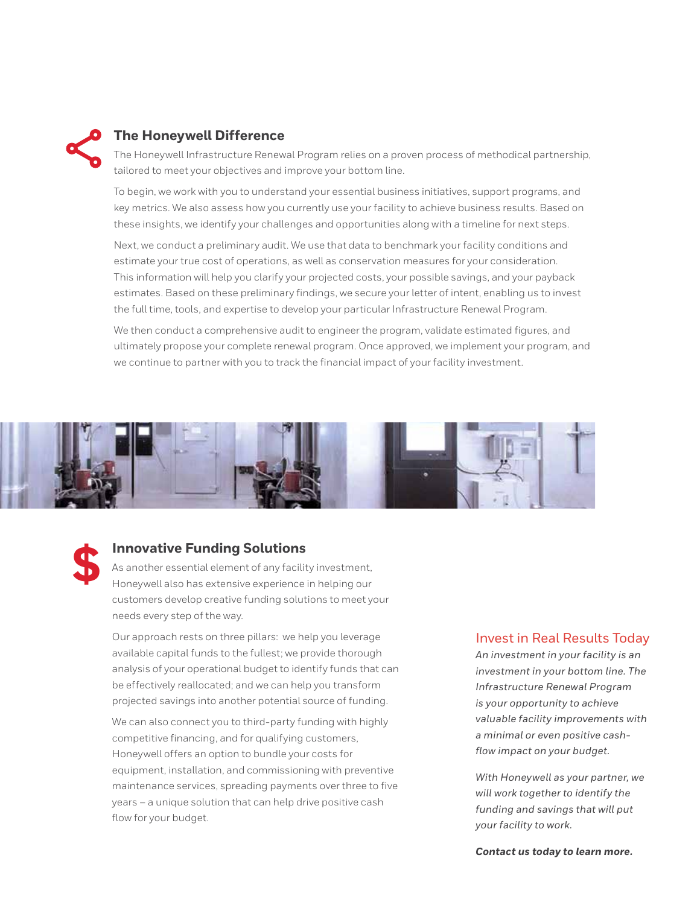## The Honeywell Difference

The Honeywell Infrastructure Renewal Program relies on a proven process of methodical partnership, tailored to meet your objectives and improve your bottom line.

To begin, we work with you to understand your essential business initiatives, support programs, and key metrics. We also assess how you currently use your facility to achieve business results. Based on these insights, we identify your challenges and opportunities along with a timeline for next steps.

Next, we conduct a preliminary audit. We use that data to benchmark your facility conditions and estimate your true cost of operations, as well as conservation measures for your consideration. This information will help you clarify your projected costs, your possible savings, and your payback estimates. Based on these preliminary findings, we secure your letter of intent, enabling us to invest the full time, tools, and expertise to develop your particular Infrastructure Renewal Program.

We then conduct a comprehensive audit to engineer the program, validate estimated figures, and ultimately propose your complete renewal program. Once approved, we implement your program, and we continue to partner with you to track the financial impact of your facility investment.

## Innovative Funding Solutions

As another essential element of any facility investment, Honeywell also has extensive experience in helping our customers develop creative funding solutions to meet your needs every step of the way.

Our approach rests on three pillars: we help you leverage available capital funds to the fullest; we provide thorough analysis of your operational budget to identify funds that can be effectively reallocated; and we can help you transform projected savings into another potential source of funding.

We can also connect you to third-party funding with highly competitive financing, and for qualifying customers, Honeywell offers an option to bundle your costs for equipment, installation, and commissioning with preventive maintenance services, spreading payments over three to five years – a unique solution that can help drive positive cash flow for your budget.

## Invest in Real Results Today

*An investment in your facility is an investment in your bottom line. The Infrastructure Renewal Program is your opportunity to achieve valuable facility improvements with a minimal or even positive cash-flow impact on your budget.*

*With Honeywell as your partner, we will work together to identify the funding and savings that will put your facility to work.*

***Contact us today to learn more.***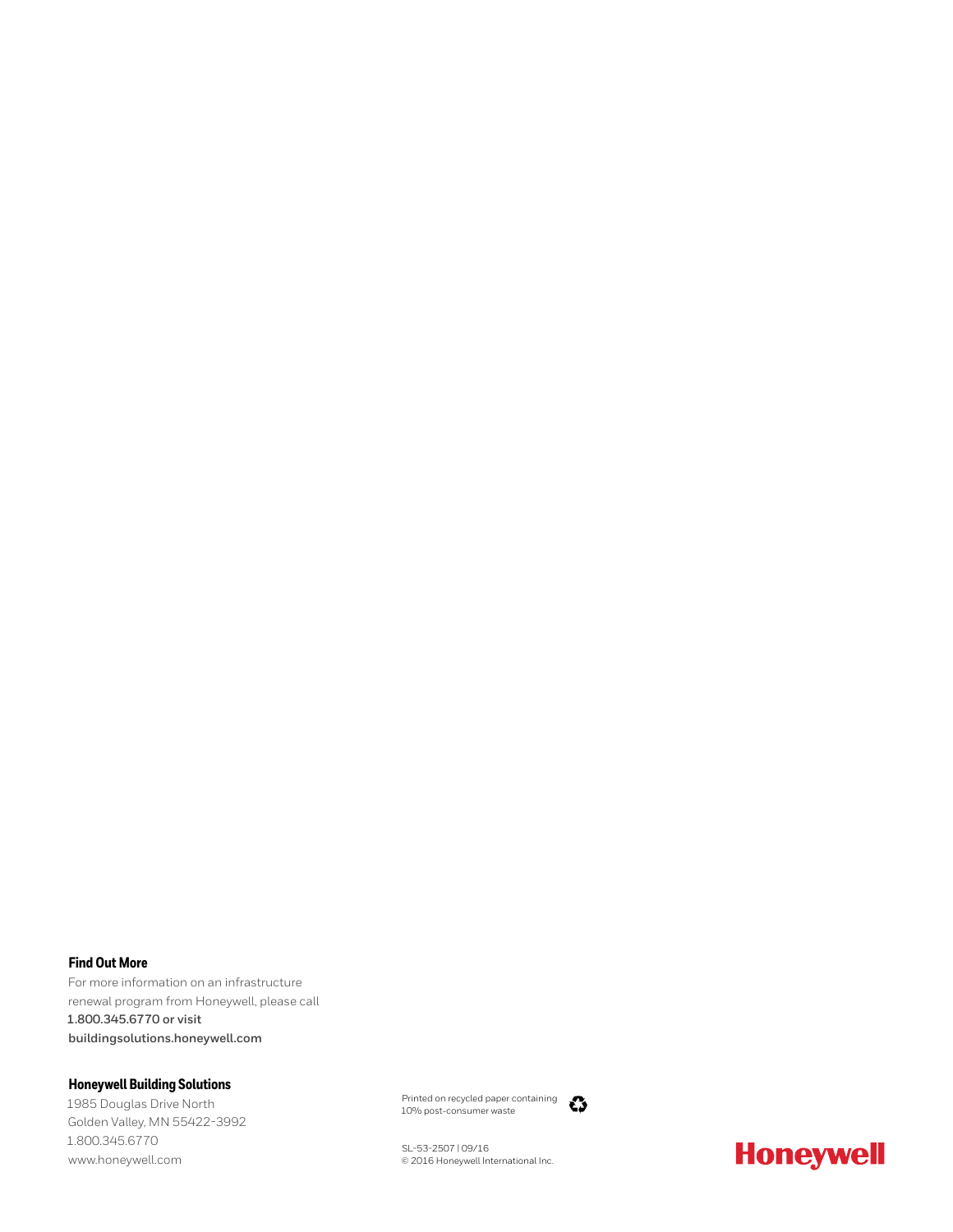### Find Out More

For more information on an infrastructure renewal program from Honeywell, please call **1.800.345.6770 or visit buildingsolutions.honeywell.com**

### Honeywell Building Solutions

1985 Douglas Drive North
Golden Valley, MN 55422-3992
1.800.345.6770
www.honeywell.com

Printed on recycled paper containing 10% post-consumer waste

SL-53-2507 | 09/16
© 2016 Honeywell International Inc.

**Honeywell**